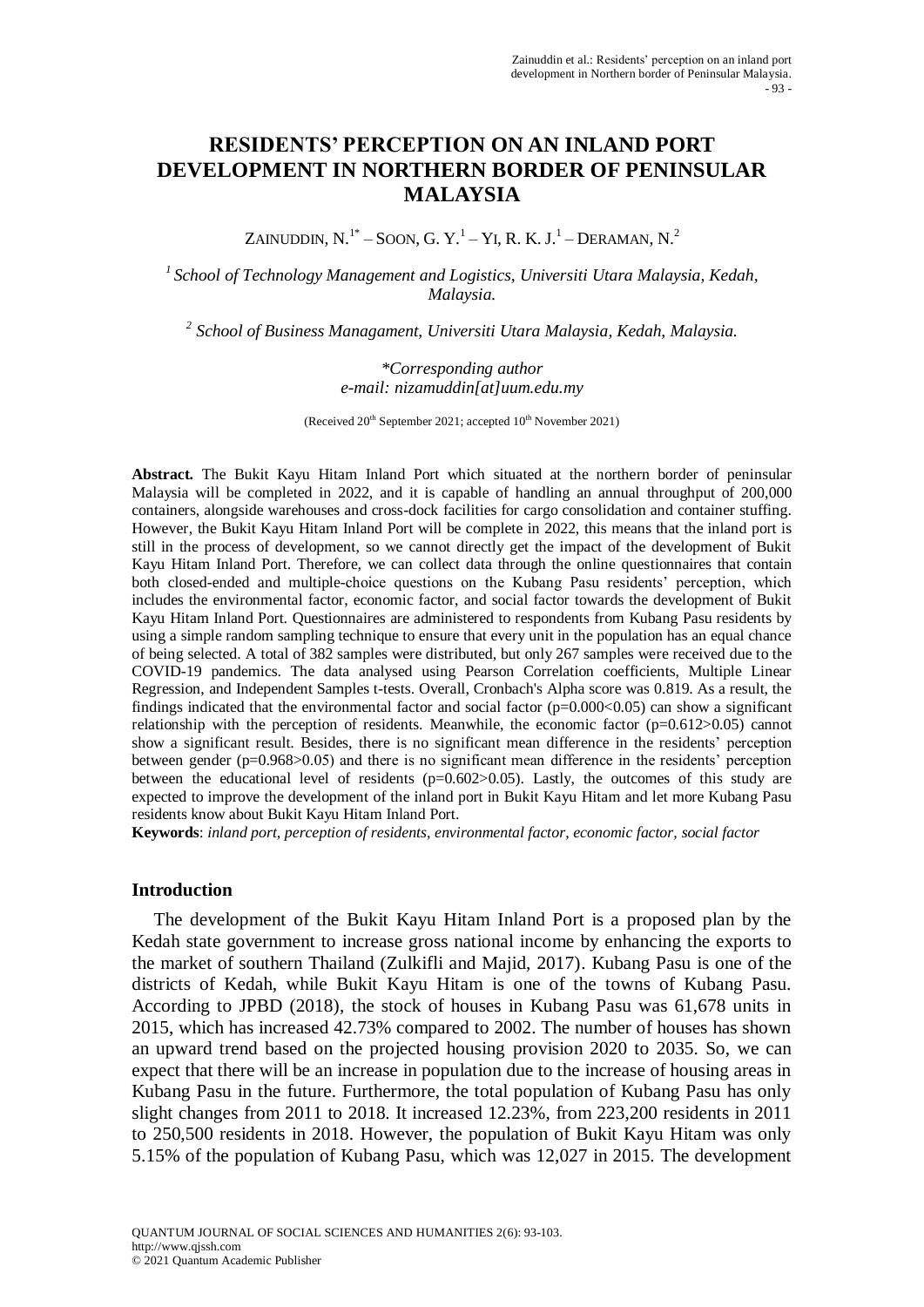# RESIDENTS' PERCEPTION ON AN INLAND PORT DEVELOPMENT IN NORTHERN BORDER OF PENINSULAR MALAYSIA

ZAINUDDIN, N.[1*] – SOON, G. Y.[1] – YI, R. K. J.[1] – DERAMAN, N.[2]

[1] *School of Technology Management and Logistics, Universiti Utara Malaysia, Kedah, Malaysia.*

[2] *School of Business Managament, Universiti Utara Malaysia, Kedah, Malaysia.*

*\*Corresponding author*
*e-mail: nizamuddin[at]uum.edu.my*

(Received 20th September 2021; accepted 10th November 2021)

**Abstract.** The Bukit Kayu Hitam Inland Port which situated at the northern border of peninsular Malaysia will be completed in 2022, and it is capable of handling an annual throughput of 200,000 containers, alongside warehouses and cross-dock facilities for cargo consolidation and container stuffing. However, the Bukit Kayu Hitam Inland Port will be complete in 2022, this means that the inland port is still in the process of development, so we cannot directly get the impact of the development of Bukit Kayu Hitam Inland Port. Therefore, we can collect data through the online questionnaires that contain both closed-ended and multiple-choice questions on the Kubang Pasu residents' perception, which includes the environmental factor, economic factor, and social factor towards the development of Bukit Kayu Hitam Inland Port. Questionnaires are administered to respondents from Kubang Pasu residents by using a simple random sampling technique to ensure that every unit in the population has an equal chance of being selected. A total of 382 samples were distributed, but only 267 samples were received due to the COVID-19 pandemics. The data analysed using Pearson Correlation coefficients, Multiple Linear Regression, and Independent Samples t-tests. Overall, Cronbach's Alpha score was 0.819. As a result, the findings indicated that the environmental factor and social factor ($p=0.000<0.05$) can show a significant relationship with the perception of residents. Meanwhile, the economic factor ($p=0.612>0.05$) cannot show a significant result. Besides, there is no significant mean difference in the residents' perception between gender ($p=0.968>0.05$) and there is no significant mean difference in the residents' perception between the educational level of residents ($p=0.602>0.05$). Lastly, the outcomes of this study are expected to improve the development of the inland port in Bukit Kayu Hitam and let more Kubang Pasu residents know about Bukit Kayu Hitam Inland Port.

**Keywords**: *inland port, perception of residents, environmental factor, economic factor, social factor*

## Introduction

The development of the Bukit Kayu Hitam Inland Port is a proposed plan by the Kedah state government to increase gross national income by enhancing the exports to the market of southern Thailand (Zulkifli and Majid, 2017). Kubang Pasu is one of the districts of Kedah, while Bukit Kayu Hitam is one of the towns of Kubang Pasu. According to JPBD (2018), the stock of houses in Kubang Pasu was 61,678 units in 2015, which has increased 42.73% compared to 2002. The number of houses has shown an upward trend based on the projected housing provision 2020 to 2035. So, we can expect that there will be an increase in population due to the increase of housing areas in Kubang Pasu in the future. Furthermore, the total population of Kubang Pasu has only slight changes from 2011 to 2018. It increased 12.23%, from 223,200 residents in 2011 to 250,500 residents in 2018. However, the population of Bukit Kayu Hitam was only 5.15% of the population of Kubang Pasu, which was 12,027 in 2015. The development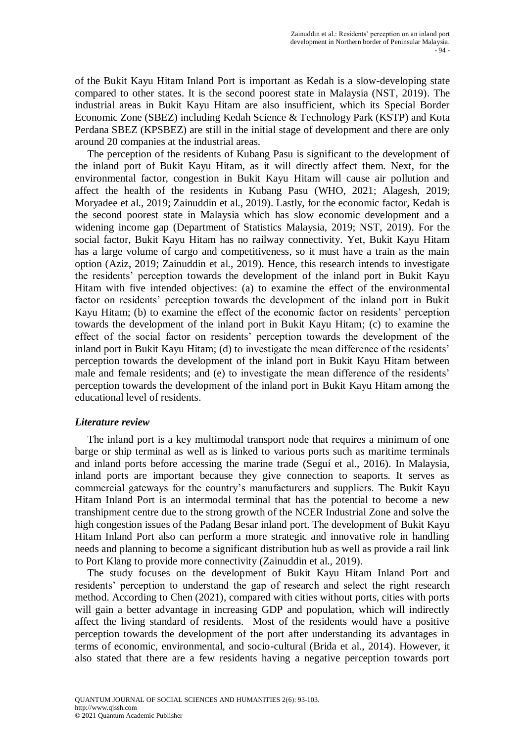of the Bukit Kayu Hitam Inland Port is important as Kedah is a slow-developing state compared to other states. It is the second poorest state in Malaysia (NST, 2019). The industrial areas in Bukit Kayu Hitam are also insufficient, which its Special Border Economic Zone (SBEZ) including Kedah Science & Technology Park (KSTP) and Kota Perdana SBEZ (KPSBEZ) are still in the initial stage of development and there are only around 20 companies at the industrial areas.

The perception of the residents of Kubang Pasu is significant to the development of the inland port of Bukit Kayu Hitam, as it will directly affect them. Next, for the environmental factor, congestion in Bukit Kayu Hitam will cause air pollution and affect the health of the residents in Kubang Pasu (WHO, 2021; Alagesh, 2019; Moryadee et al., 2019; Zainuddin et al., 2019). Lastly, for the economic factor, Kedah is the second poorest state in Malaysia which has slow economic development and a widening income gap (Department of Statistics Malaysia, 2019; NST, 2019). For the social factor, Bukit Kayu Hitam has no railway connectivity. Yet, Bukit Kayu Hitam has a large volume of cargo and competitiveness, so it must have a train as the main option (Aziz, 2019; Zainuddin et al., 2019). Hence, this research intends to investigate the residents' perception towards the development of the inland port in Bukit Kayu Hitam with five intended objectives: (a) to examine the effect of the environmental factor on residents' perception towards the development of the inland port in Bukit Kayu Hitam; (b) to examine the effect of the economic factor on residents' perception towards the development of the inland port in Bukit Kayu Hitam; (c) to examine the effect of the social factor on residents' perception towards the development of the inland port in Bukit Kayu Hitam; (d) to investigate the mean difference of the residents' perception towards the development of the inland port in Bukit Kayu Hitam between male and female residents; and (e) to investigate the mean difference of the residents' perception towards the development of the inland port in Bukit Kayu Hitam among the educational level of residents.

### *Literature review*

The inland port is a key multimodal transport node that requires a minimum of one barge or ship terminal as well as is linked to various ports such as maritime terminals and inland ports before accessing the marine trade (Seguí et al., 2016). In Malaysia, inland ports are important because they give connection to seaports. It serves as commercial gateways for the country's manufacturers and suppliers. The Bukit Kayu Hitam Inland Port is an intermodal terminal that has the potential to become a new transhipment centre due to the strong growth of the NCER Industrial Zone and solve the high congestion issues of the Padang Besar inland port. The development of Bukit Kayu Hitam Inland Port also can perform a more strategic and innovative role in handling needs and planning to become a significant distribution hub as well as provide a rail link to Port Klang to provide more connectivity (Zainuddin et al., 2019).

The study focuses on the development of Bukit Kayu Hitam Inland Port and residents' perception to understand the gap of research and select the right research method. According to Chen (2021), compared with cities without ports, cities with ports will gain a better advantage in increasing GDP and population, which will indirectly affect the living standard of residents. Most of the residents would have a positive perception towards the development of the port after understanding its advantages in terms of economic, environmental, and socio-cultural (Brida et al., 2014). However, it also stated that there are a few residents having a negative perception towards port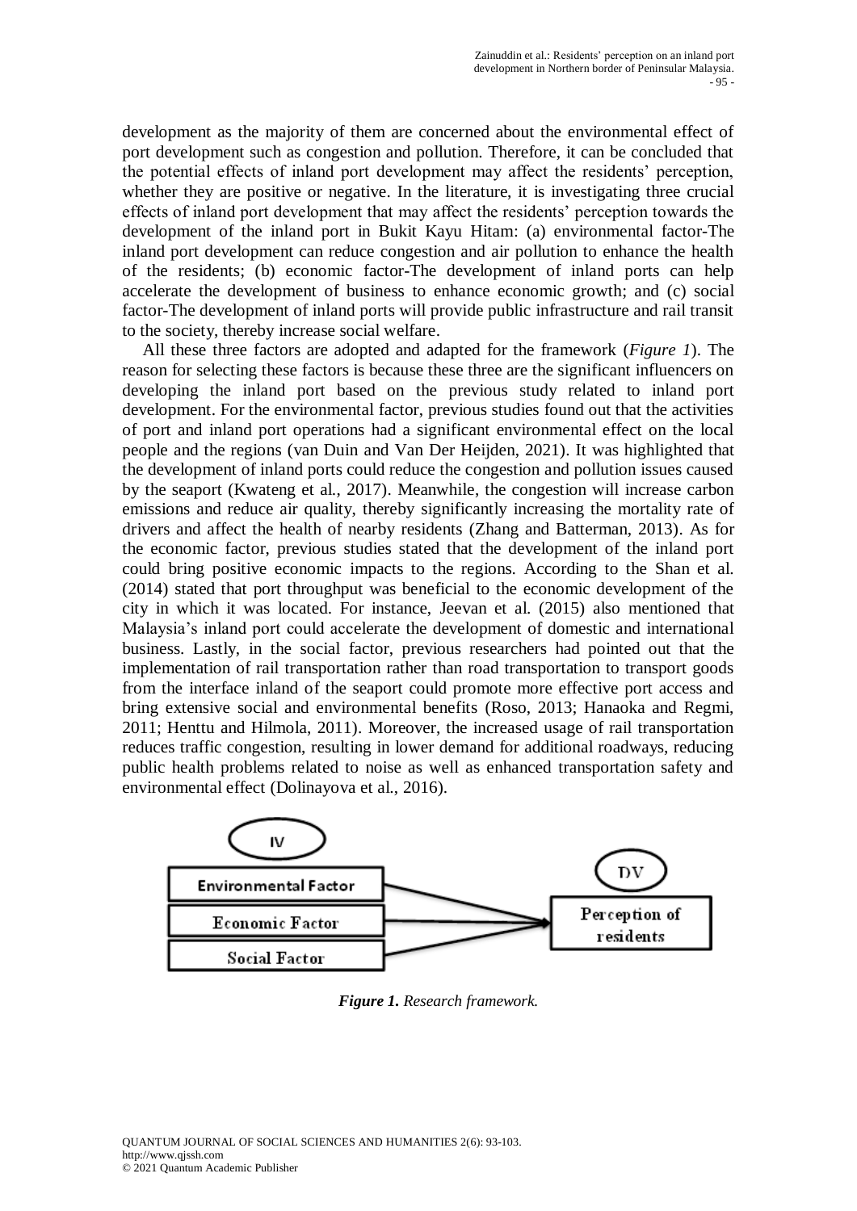development as the majority of them are concerned about the environmental effect of port development such as congestion and pollution. Therefore, it can be concluded that the potential effects of inland port development may affect the residents' perception, whether they are positive or negative. In the literature, it is investigating three crucial effects of inland port development that may affect the residents' perception towards the development of the inland port in Bukit Kayu Hitam: (a) environmental factor-The inland port development can reduce congestion and air pollution to enhance the health of the residents; (b) economic factor-The development of inland ports can help accelerate the development of business to enhance economic growth; and (c) social factor-The development of inland ports will provide public infrastructure and rail transit to the society, thereby increase social welfare.

All these three factors are adopted and adapted for the framework (*Figure 1*). The reason for selecting these factors is because these three are the significant influencers on developing the inland port based on the previous study related to inland port development. For the environmental factor, previous studies found out that the activities of port and inland port operations had a significant environmental effect on the local people and the regions (van Duin and Van Der Heijden, 2021). It was highlighted that the development of inland ports could reduce the congestion and pollution issues caused by the seaport (Kwateng et al., 2017). Meanwhile, the congestion will increase carbon emissions and reduce air quality, thereby significantly increasing the mortality rate of drivers and affect the health of nearby residents (Zhang and Batterman, 2013). As for the economic factor, previous studies stated that the development of the inland port could bring positive economic impacts to the regions. According to the Shan et al. (2014) stated that port throughput was beneficial to the economic development of the city in which it was located. For instance, Jeevan et al. (2015) also mentioned that Malaysia's inland port could accelerate the development of domestic and international business. Lastly, in the social factor, previous researchers had pointed out that the implementation of rail transportation rather than road transportation to transport goods from the interface inland of the seaport could promote more effective port access and bring extensive social and environmental benefits (Roso, 2013; Hanaoka and Regmi, 2011; Henttu and Hilmola, 2011). Moreover, the increased usage of rail transportation reduces traffic congestion, resulting in lower demand for additional roadways, reducing public health problems related to noise as well as enhanced transportation safety and environmental effect (Dolinayova et al., 2016).

IV

Environmental Factor

Economic Factor

Social Factor

DV

Perception of residents

***Figure 1.*** *Research framework.*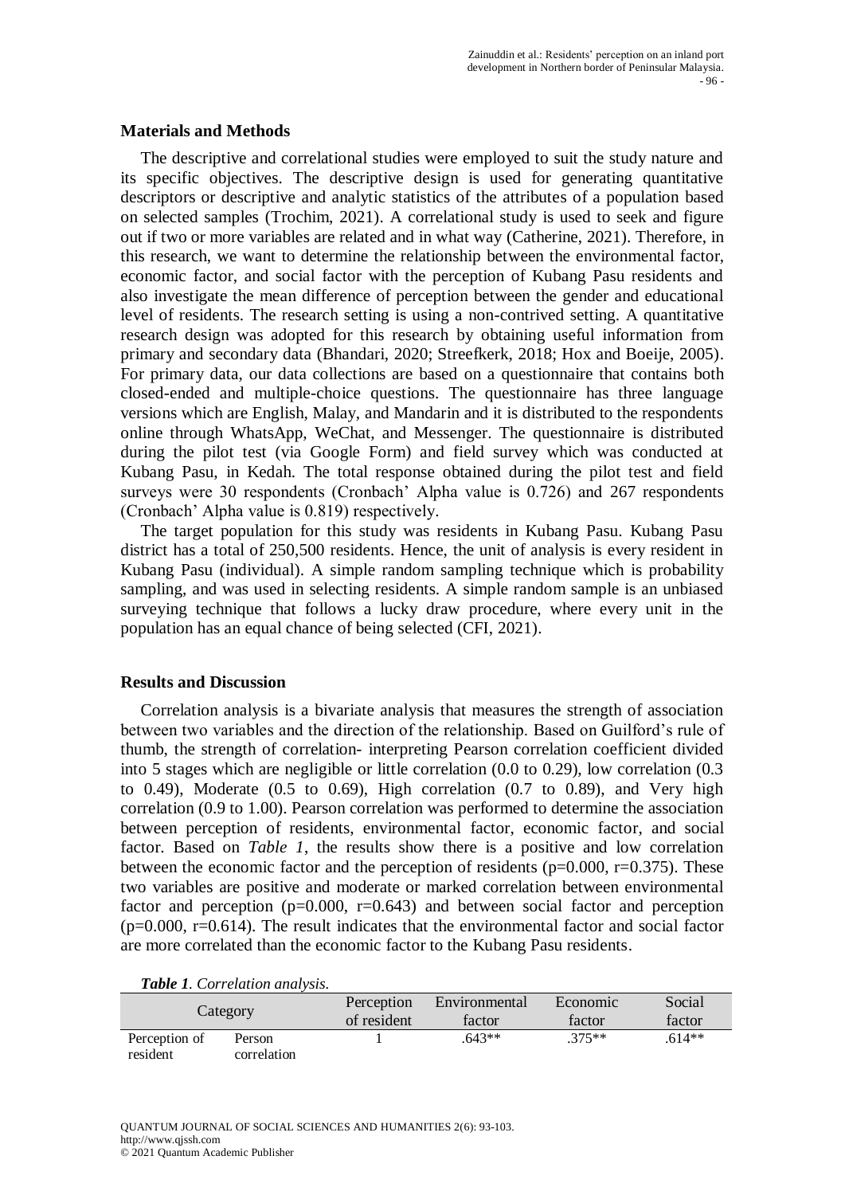## Materials and Methods

The descriptive and correlational studies were employed to suit the study nature and its specific objectives. The descriptive design is used for generating quantitative descriptors or descriptive and analytic statistics of the attributes of a population based on selected samples (Trochim, 2021). A correlational study is used to seek and figure out if two or more variables are related and in what way (Catherine, 2021). Therefore, in this research, we want to determine the relationship between the environmental factor, economic factor, and social factor with the perception of Kubang Pasu residents and also investigate the mean difference of perception between the gender and educational level of residents. The research setting is using a non-contrived setting. A quantitative research design was adopted for this research by obtaining useful information from primary and secondary data (Bhandari, 2020; Streefkerk, 2018; Hox and Boeije, 2005). For primary data, our data collections are based on a questionnaire that contains both closed-ended and multiple-choice questions. The questionnaire has three language versions which are English, Malay, and Mandarin and it is distributed to the respondents online through WhatsApp, WeChat, and Messenger. The questionnaire is distributed during the pilot test (via Google Form) and field survey which was conducted at Kubang Pasu, in Kedah. The total response obtained during the pilot test and field surveys were 30 respondents (Cronbach' Alpha value is 0.726) and 267 respondents (Cronbach' Alpha value is 0.819) respectively.

The target population for this study was residents in Kubang Pasu. Kubang Pasu district has a total of 250,500 residents. Hence, the unit of analysis is every resident in Kubang Pasu (individual). A simple random sampling technique which is probability sampling, and was used in selecting residents. A simple random sample is an unbiased surveying technique that follows a lucky draw procedure, where every unit in the population has an equal chance of being selected (CFI, 2021).

## Results and Discussion

Correlation analysis is a bivariate analysis that measures the strength of association between two variables and the direction of the relationship. Based on Guilford's rule of thumb, the strength of correlation- interpreting Pearson correlation coefficient divided into 5 stages which are negligible or little correlation (0.0 to 0.29), low correlation (0.3 to 0.49), Moderate (0.5 to 0.69), High correlation (0.7 to 0.89), and Very high correlation (0.9 to 1.00). Pearson correlation was performed to determine the association between perception of residents, environmental factor, economic factor, and social factor. Based on *Table 1*, the results show there is a positive and low correlation between the economic factor and the perception of residents ($p=0.000$, $r=0.375$). These two variables are positive and moderate or marked correlation between environmental factor and perception ($p=0.000$, $r=0.643$) and between social factor and perception ($p=0.000$, $r=0.614$). The result indicates that the environmental factor and social factor are more correlated than the economic factor to the Kubang Pasu residents.

***Table 1**. Correlation analysis.*

| Category | | Perception of resident | Environmental factor | Economic factor | Social factor |
|---|---|---|---|---|---|
| Perception of resident | Person correlation | 1 | .643** | .375** | .614** |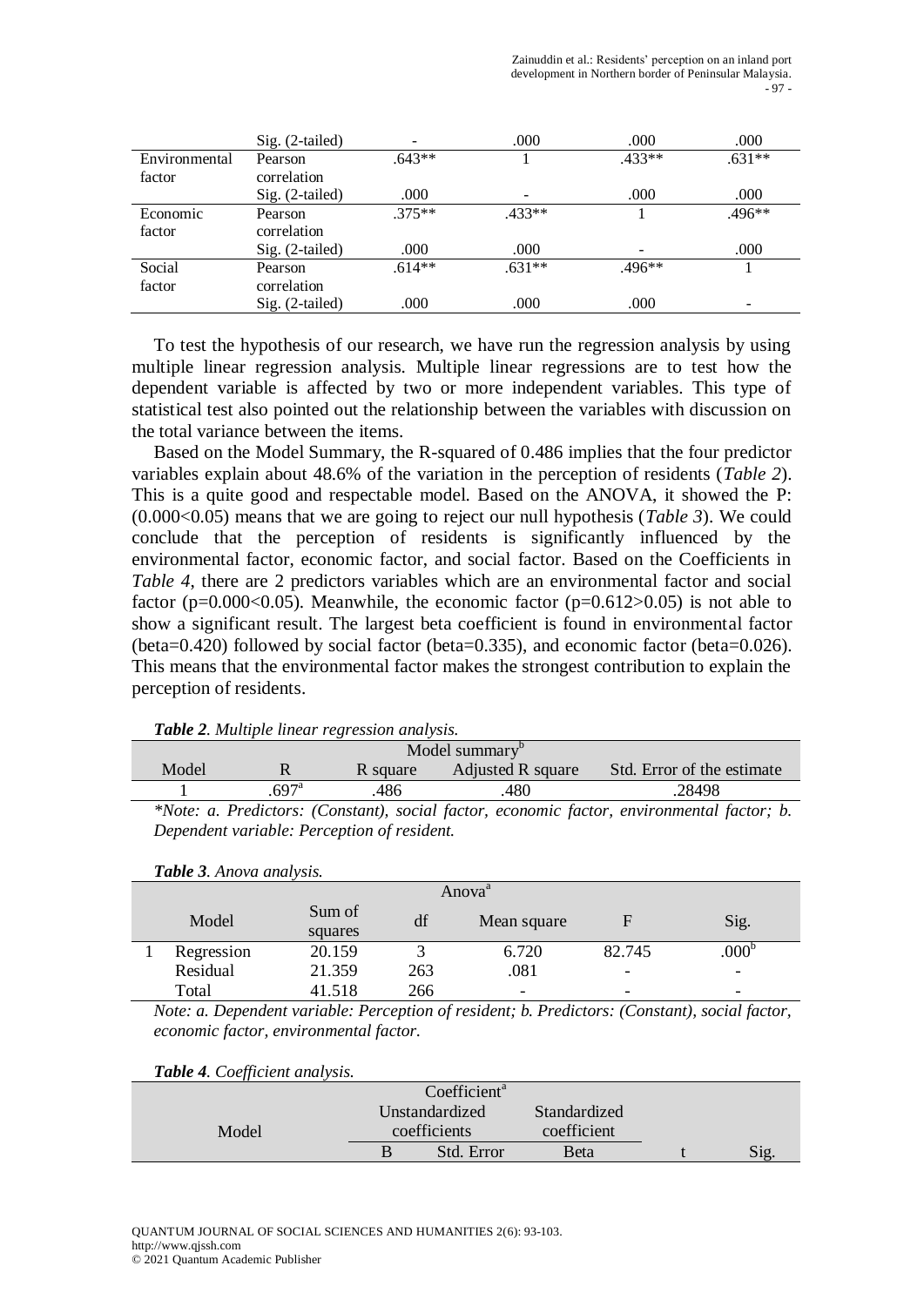| | | | | | |
|---|---|---|---|---|---|
| | Sig. (2-tailed) | - | .000 | .000 | .000 |
| Environmental factor | Pearson correlation | .643** | 1 | .433** | .631** |
| | Sig. (2-tailed) | .000 | - | .000 | .000 |
| Economic factor | Pearson correlation | .375** | .433** | 1 | .496** |
| | Sig. (2-tailed) | .000 | .000 | - | .000 |
| Social factor | Pearson correlation | .614** | .631** | .496** | 1 |
| | Sig. (2-tailed) | .000 | .000 | .000 | - |

To test the hypothesis of our research, we have run the regression analysis by using multiple linear regression analysis. Multiple linear regressions are to test how the dependent variable is affected by two or more independent variables. This type of statistical test also pointed out the relationship between the variables with discussion on the total variance between the items.

Based on the Model Summary, the R-squared of 0.486 implies that the four predictor variables explain about 48.6% of the variation in the perception of residents (*Table 2*). This is a quite good and respectable model. Based on the ANOVA, it showed the P: $(0.000<0.05)$ means that we are going to reject our null hypothesis (*Table 3*). We could conclude that the perception of residents is significantly influenced by the environmental factor, economic factor, and social factor. Based on the Coefficients in *Table 4*, there are 2 predictors variables which are an environmental factor and social factor $(p=0.000<0.05)$. Meanwhile, the economic factor $(p=0.612>0.05)$ is not able to show a significant result. The largest beta coefficient is found in environmental factor (beta=0.420) followed by social factor (beta=0.335), and economic factor (beta=0.026). This means that the environmental factor makes the strongest contribution to explain the perception of residents.

***Table 2**. Multiple linear regression analysis.*

| Model summary[b] | | | | |
|---|---|---|---|---|
| Model | R | R square | Adjusted R square | Std. Error of the estimate |
| 1 | .697[a] | .486 | .480 | .28498 |

**Note: a. Predictors: (Constant), social factor, economic factor, environmental factor; b. Dependent variable: Perception of resident.*

***Table 3**. Anova analysis.*

| Anova[a] | | | | | | |
|---|---|---|---|---|---|---|
| | Model | Sum of squares | df | Mean square | F | Sig. |
| 1 | Regression | 20.159 | 3 | 6.720 | 82.745 | .000[b] |
| | Residual | 21.359 | 263 | .081 | - | - |
| | Total | 41.518 | 266 | - | - | - |

*Note: a. Dependent variable: Perception of resident; b. Predictors: (Constant), social factor, economic factor, environmental factor.*

***Table 4**. Coefficient analysis.*

| Coefficient[a] | | | | | |
|---|---|---|---|---|---|
| Model | Unstandardized coefficients | | Standardized coefficient | t | Sig. |
| | B | Std. Error | Beta | | |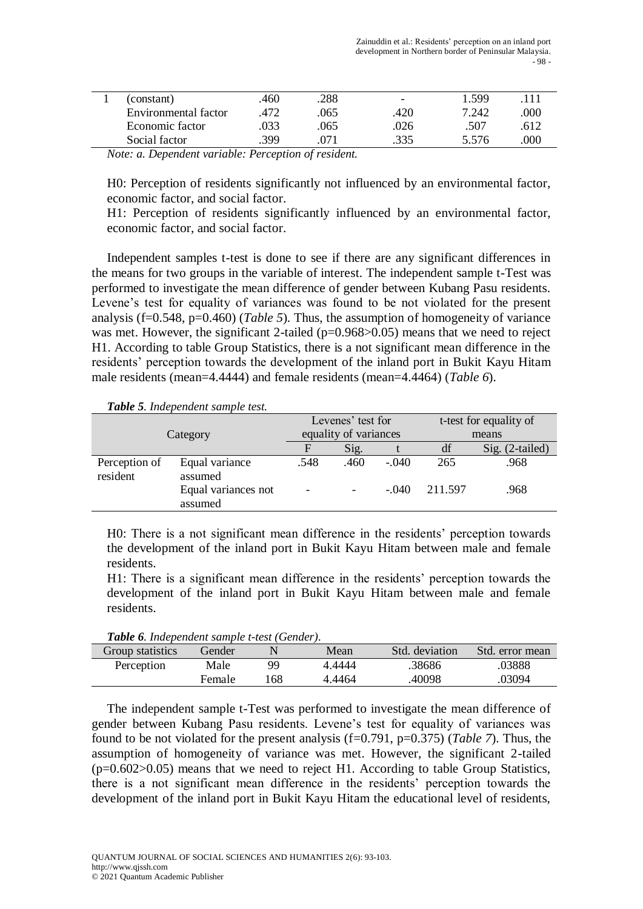| 1 | (constant) | .460 | .288 | - | 1.599 | .111 |
|---|---|---|---|---|---|---|
| | Environmental factor | .472 | .065 | .420 | 7.242 | .000 |
| | Economic factor | .033 | .065 | .026 | .507 | .612 |
| | Social factor | .399 | .071 | .335 | 5.576 | .000 |

*Note: a. Dependent variable: Perception of resident.*

H0: Perception of residents significantly not influenced by an environmental factor, economic factor, and social factor.
H1: Perception of residents significantly influenced by an environmental factor, economic factor, and social factor.

Independent samples t-test is done to see if there are any significant differences in the means for two groups in the variable of interest. The independent sample t-Test was performed to investigate the mean difference of gender between Kubang Pasu residents. Levene's test for equality of variances was found to be not violated for the present analysis (f=0.548, p=0.460) (*Table 5*). Thus, the assumption of homogeneity of variance was met. However, the significant 2-tailed (p=0.968>0.05) means that we need to reject H1. According to table Group Statistics, there is a not significant mean difference in the residents' perception towards the development of the inland port in Bukit Kayu Hitam male residents (mean=4.4444) and female residents (mean=4.4464) (*Table 6*).

***Table 5**. Independent sample test.*

| Category | | Levenes' test for equality of variances | | | t-test for equality of means | |
|---|---|---|---|---|---|---|
| | | F | Sig. | t | df | Sig. (2-tailed) |
| Perception of resident | Equal variance assumed | .548 | .460 | -.040 | 265 | .968 |
| | Equal variances not assumed | - | - | -.040 | 211.597 | .968 |

H0: There is a not significant mean difference in the residents' perception towards the development of the inland port in Bukit Kayu Hitam between male and female residents.
H1: There is a significant mean difference in the residents' perception towards the development of the inland port in Bukit Kayu Hitam between male and female residents.

***Table 6**. Independent sample t-test (Gender).*

| Group statistics | Gender | N | Mean | Std. deviation | Std. error mean |
|---|---|---|---|---|---|
| Perception | Male | 99 | 4.4444 | .38686 | .03888 |
| | Female | 168 | 4.4464 | .40098 | .03094 |

The independent sample t-Test was performed to investigate the mean difference of gender between Kubang Pasu residents. Levene's test for equality of variances was found to be not violated for the present analysis (f=0.791, p=0.375) (*Table 7*). Thus, the assumption of homogeneity of variance was met. However, the significant 2-tailed (p=0.602>0.05) means that we need to reject H1. According to table Group Statistics, there is a not significant mean difference in the residents' perception towards the development of the inland port in Bukit Kayu Hitam the educational level of residents,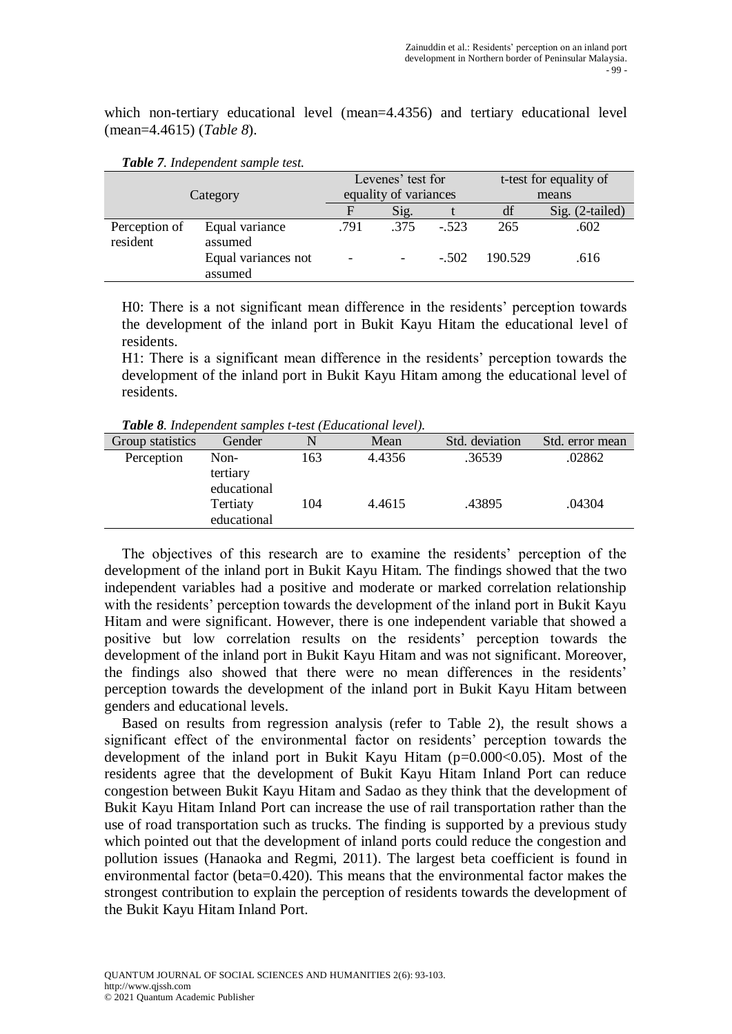which non-tertiary educational level (mean=4.4356) and tertiary educational level (mean=4.4615) (*Table 8*).

***Table 7**. Independent sample test.*

| Category | | Levenes' test for equality of variances | | t-test for equality of means | | |
|---|---|---|---|---|---|---|
| | | F | Sig. | t | df | Sig. (2-tailed) |
| Perception of resident | Equal variance assumed | .791 | .375 | -.523 | 265 | .602 |
| | Equal variances not assumed | - | - | -.502 | 190.529 | .616 |

H0: There is a not significant mean difference in the residents' perception towards the development of the inland port in Bukit Kayu Hitam the educational level of residents.
H1: There is a significant mean difference in the residents' perception towards the development of the inland port in Bukit Kayu Hitam among the educational level of residents.

***Table 8**. Independent samples t-test (Educational level).*

| Group statistics | Gender | N | Mean | Std. deviation | Std. error mean |
|---|---|---|---|---|---|
| Perception | Non-tertiary educational | 163 | 4.4356 | .36539 | .02862 |
| | Tertiaty educational | 104 | 4.4615 | .43895 | .04304 |

The objectives of this research are to examine the residents' perception of the development of the inland port in Bukit Kayu Hitam. The findings showed that the two independent variables had a positive and moderate or marked correlation relationship with the residents' perception towards the development of the inland port in Bukit Kayu Hitam and were significant. However, there is one independent variable that showed a positive but low correlation results on the residents' perception towards the development of the inland port in Bukit Kayu Hitam and was not significant. Moreover, the findings also showed that there were no mean differences in the residents' perception towards the development of the inland port in Bukit Kayu Hitam between genders and educational levels.

Based on results from regression analysis (refer to Table 2), the result shows a significant effect of the environmental factor on residents' perception towards the development of the inland port in Bukit Kayu Hitam ($p=0.000<0.05$). Most of the residents agree that the development of Bukit Kayu Hitam Inland Port can reduce congestion between Bukit Kayu Hitam and Sadao as they think that the development of Bukit Kayu Hitam Inland Port can increase the use of rail transportation rather than the use of road transportation such as trucks. The finding is supported by a previous study which pointed out that the development of inland ports could reduce the congestion and pollution issues (Hanaoka and Regmi, 2011). The largest beta coefficient is found in environmental factor (beta=0.420). This means that the environmental factor makes the strongest contribution to explain the perception of residents towards the development of the Bukit Kayu Hitam Inland Port.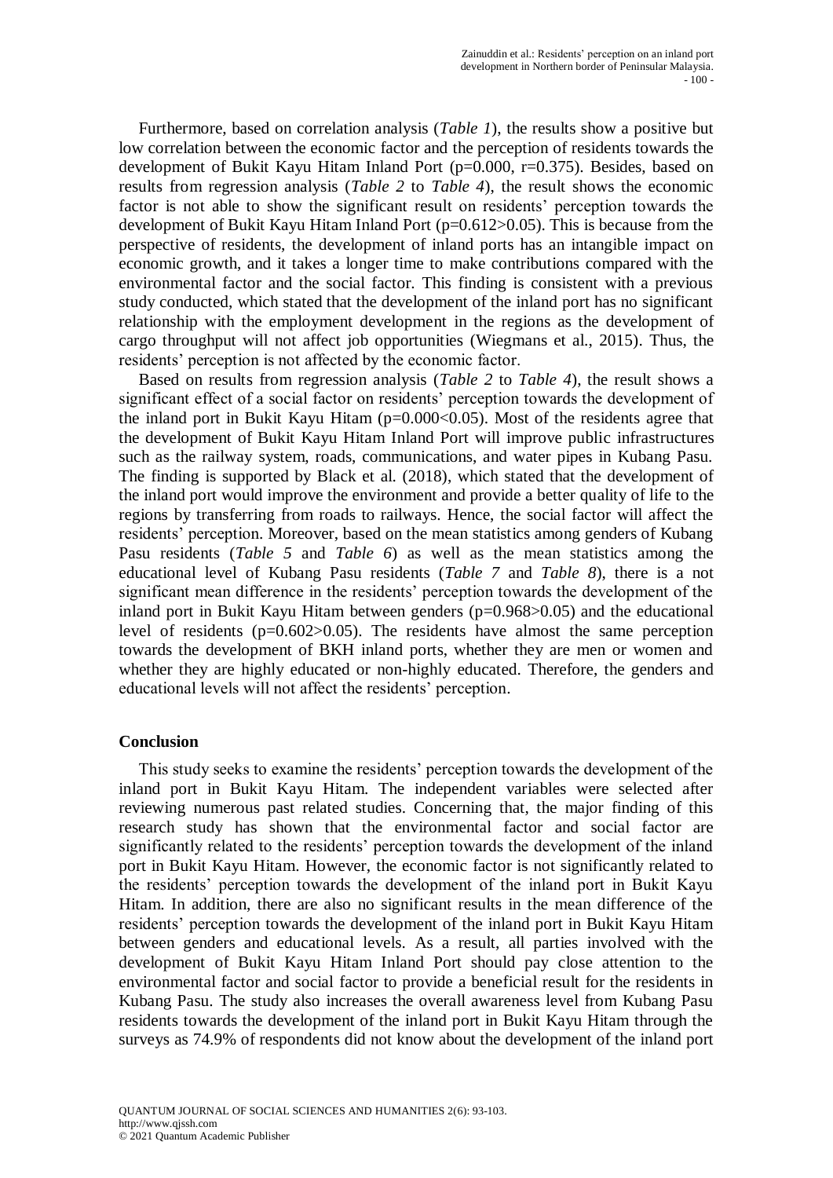Furthermore, based on correlation analysis (*Table 1*), the results show a positive but low correlation between the economic factor and the perception of residents towards the development of Bukit Kayu Hitam Inland Port ($p=0.000$, $r=0.375$). Besides, based on results from regression analysis (*Table 2* to *Table 4*), the result shows the economic factor is not able to show the significant result on residents' perception towards the development of Bukit Kayu Hitam Inland Port ($p=0.612>0.05$). This is because from the perspective of residents, the development of inland ports has an intangible impact on economic growth, and it takes a longer time to make contributions compared with the environmental factor and the social factor. This finding is consistent with a previous study conducted, which stated that the development of the inland port has no significant relationship with the employment development in the regions as the development of cargo throughput will not affect job opportunities (Wiegmans et al., 2015). Thus, the residents' perception is not affected by the economic factor.

Based on results from regression analysis (*Table 2* to *Table 4*), the result shows a significant effect of a social factor on residents' perception towards the development of the inland port in Bukit Kayu Hitam ($p=0.000<0.05$). Most of the residents agree that the development of Bukit Kayu Hitam Inland Port will improve public infrastructures such as the railway system, roads, communications, and water pipes in Kubang Pasu. The finding is supported by Black et al. (2018), which stated that the development of the inland port would improve the environment and provide a better quality of life to the regions by transferring from roads to railways. Hence, the social factor will affect the residents' perception. Moreover, based on the mean statistics among genders of Kubang Pasu residents (*Table 5* and *Table 6*) as well as the mean statistics among the educational level of Kubang Pasu residents (*Table 7* and *Table 8*), there is a not significant mean difference in the residents' perception towards the development of the inland port in Bukit Kayu Hitam between genders ($p=0.968>0.05$) and the educational level of residents ($p=0.602>0.05$). The residents have almost the same perception towards the development of BKH inland ports, whether they are men or women and whether they are highly educated or non-highly educated. Therefore, the genders and educational levels will not affect the residents' perception.

## Conclusion

This study seeks to examine the residents' perception towards the development of the inland port in Bukit Kayu Hitam. The independent variables were selected after reviewing numerous past related studies. Concerning that, the major finding of this research study has shown that the environmental factor and social factor are significantly related to the residents' perception towards the development of the inland port in Bukit Kayu Hitam. However, the economic factor is not significantly related to the residents' perception towards the development of the inland port in Bukit Kayu Hitam. In addition, there are also no significant results in the mean difference of the residents' perception towards the development of the inland port in Bukit Kayu Hitam between genders and educational levels. As a result, all parties involved with the development of Bukit Kayu Hitam Inland Port should pay close attention to the environmental factor and social factor to provide a beneficial result for the residents in Kubang Pasu. The study also increases the overall awareness level from Kubang Pasu residents towards the development of the inland port in Bukit Kayu Hitam through the surveys as 74.9% of respondents did not know about the development of the inland port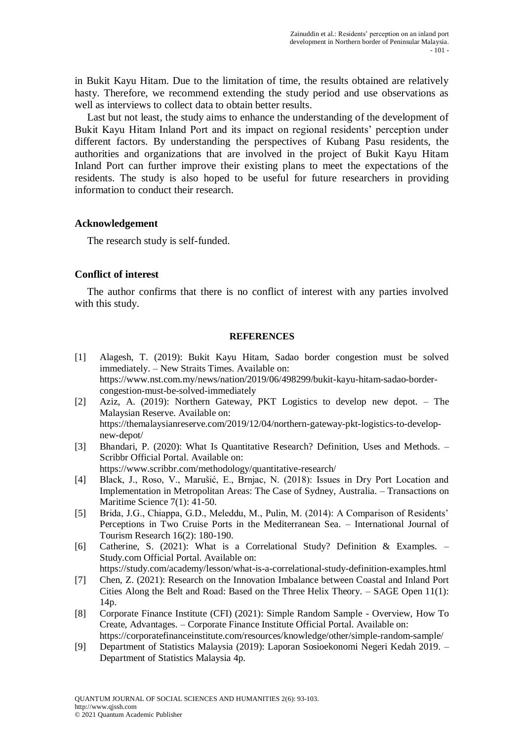in Bukit Kayu Hitam. Due to the limitation of time, the results obtained are relatively hasty. Therefore, we recommend extending the study period and use observations as well as interviews to collect data to obtain better results.

Last but not least, the study aims to enhance the understanding of the development of Bukit Kayu Hitam Inland Port and its impact on regional residents' perception under different factors. By understanding the perspectives of Kubang Pasu residents, the authorities and organizations that are involved in the project of Bukit Kayu Hitam Inland Port can further improve their existing plans to meet the expectations of the residents. The study is also hoped to be useful for future researchers in providing information to conduct their research.

## Acknowledgement

The research study is self-funded.

## Conflict of interest

The author confirms that there is no conflict of interest with any parties involved with this study.

## REFERENCES

[1] Alagesh, T. (2019): Bukit Kayu Hitam, Sadao border congestion must be solved immediately. – New Straits Times. Available on: https://www.nst.com.my/news/nation/2019/06/498299/bukit-kayu-hitam-sadao-border-congestion-must-be-solved-immediately

[2] Aziz, A. (2019): Northern Gateway, PKT Logistics to develop new depot. – The Malaysian Reserve. Available on: https://themalaysianreserve.com/2019/12/04/northern-gateway-pkt-logistics-to-develop-new-depot/

[3] Bhandari, P. (2020): What Is Quantitative Research? Definition, Uses and Methods. – Scribbr Official Portal. Available on: https://www.scribbr.com/methodology/quantitative-research/

[4] Black, J., Roso, V., Marušić, E., Brnjac, N. (2018): Issues in Dry Port Location and Implementation in Metropolitan Areas: The Case of Sydney, Australia. – Transactions on Maritime Science 7(1): 41-50.

[5] Brida, J.G., Chiappa, G.D., Meleddu, M., Pulin, M. (2014): A Comparison of Residents' Perceptions in Two Cruise Ports in the Mediterranean Sea. – International Journal of Tourism Research 16(2): 180-190.

[6] Catherine, S. (2021): What is a Correlational Study? Definition & Examples. – Study.com Official Portal. Available on: https://study.com/academy/lesson/what-is-a-correlational-study-definition-examples.html

[7] Chen, Z. (2021): Research on the Innovation Imbalance between Coastal and Inland Port Cities Along the Belt and Road: Based on the Three Helix Theory. – SAGE Open 11(1): 14p.

[8] Corporate Finance Institute (CFI) (2021): Simple Random Sample - Overview, How To Create, Advantages. – Corporate Finance Institute Official Portal. Available on: https://corporatefinanceinstitute.com/resources/knowledge/other/simple-random-sample/

[9] Department of Statistics Malaysia (2019): Laporan Sosioekonomi Negeri Kedah 2019. – Department of Statistics Malaysia 4p.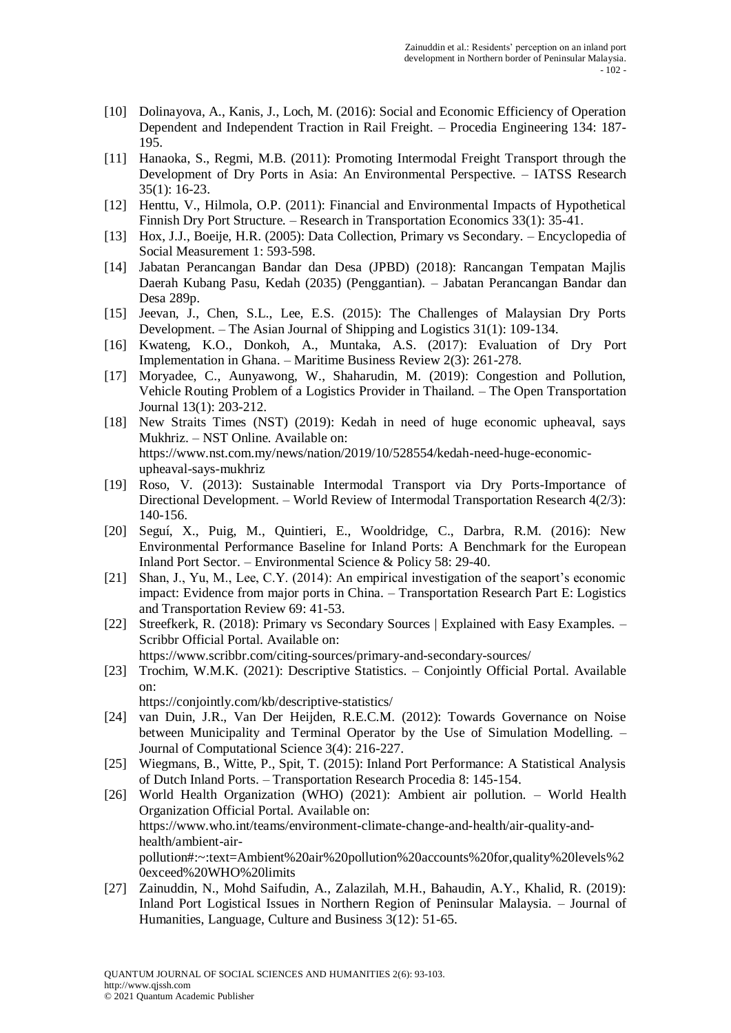[10] Dolinayova, A., Kanis, J., Loch, M. (2016): Social and Economic Efficiency of Operation Dependent and Independent Traction in Rail Freight. – Procedia Engineering 134: 187-195.

[11] Hanaoka, S., Regmi, M.B. (2011): Promoting Intermodal Freight Transport through the Development of Dry Ports in Asia: An Environmental Perspective. – IATSS Research 35(1): 16-23.

[12] Henttu, V., Hilmola, O.P. (2011): Financial and Environmental Impacts of Hypothetical Finnish Dry Port Structure. – Research in Transportation Economics 33(1): 35-41.

[13] Hox, J.J., Boeije, H.R. (2005): Data Collection, Primary vs Secondary. – Encyclopedia of Social Measurement 1: 593-598.

[14] Jabatan Perancangan Bandar dan Desa (JPBD) (2018): Rancangan Tempatan Majlis Daerah Kubang Pasu, Kedah (2035) (Penggantian). – Jabatan Perancangan Bandar dan Desa 289p.

[15] Jeevan, J., Chen, S.L., Lee, E.S. (2015): The Challenges of Malaysian Dry Ports Development. – The Asian Journal of Shipping and Logistics 31(1): 109-134.

[16] Kwateng, K.O., Donkoh, A., Muntaka, A.S. (2017): Evaluation of Dry Port Implementation in Ghana. – Maritime Business Review 2(3): 261-278.

[17] Moryadee, C., Aunyawong, W., Shaharudin, M. (2019): Congestion and Pollution, Vehicle Routing Problem of a Logistics Provider in Thailand. – The Open Transportation Journal 13(1): 203-212.

[18] New Straits Times (NST) (2019): Kedah in need of huge economic upheaval, says Mukhriz. – NST Online. Available on: https://www.nst.com.my/news/nation/2019/10/528554/kedah-need-huge-economic-upheaval-says-mukhriz

[19] Roso, V. (2013): Sustainable Intermodal Transport via Dry Ports-Importance of Directional Development. – World Review of Intermodal Transportation Research 4(2/3): 140-156.

[20] Seguí, X., Puig, M., Quintieri, E., Wooldridge, C., Darbra, R.M. (2016): New Environmental Performance Baseline for Inland Ports: A Benchmark for the European Inland Port Sector. – Environmental Science & Policy 58: 29-40.

[21] Shan, J., Yu, M., Lee, C.Y. (2014): An empirical investigation of the seaport's economic impact: Evidence from major ports in China. – Transportation Research Part E: Logistics and Transportation Review 69: 41-53.

[22] Streefkerk, R. (2018): Primary vs Secondary Sources | Explained with Easy Examples. – Scribbr Official Portal. Available on: https://www.scribbr.com/citing-sources/primary-and-secondary-sources/

[23] Trochim, W.M.K. (2021): Descriptive Statistics. – Conjointly Official Portal. Available on: https://conjointly.com/kb/descriptive-statistics/

[24] van Duin, J.R., Van Der Heijden, R.E.C.M. (2012): Towards Governance on Noise between Municipality and Terminal Operator by the Use of Simulation Modelling. – Journal of Computational Science 3(4): 216-227.

[25] Wiegmans, B., Witte, P., Spit, T. (2015): Inland Port Performance: A Statistical Analysis of Dutch Inland Ports. – Transportation Research Procedia 8: 145-154.

[26] World Health Organization (WHO) (2021): Ambient air pollution. – World Health Organization Official Portal. Available on: https://www.who.int/teams/environment-climate-change-and-health/air-quality-and-health/ambient-air-pollution#:~:text=Ambient%20air%20pollution%20accounts%20for,quality%20levels%20exceed%20WHO%20limits

[27] Zainuddin, N., Mohd Saifudin, A., Zalazilah, M.H., Bahaudin, A.Y., Khalid, R. (2019): Inland Port Logistical Issues in Northern Region of Peninsular Malaysia. – Journal of Humanities, Language, Culture and Business 3(12): 51-65.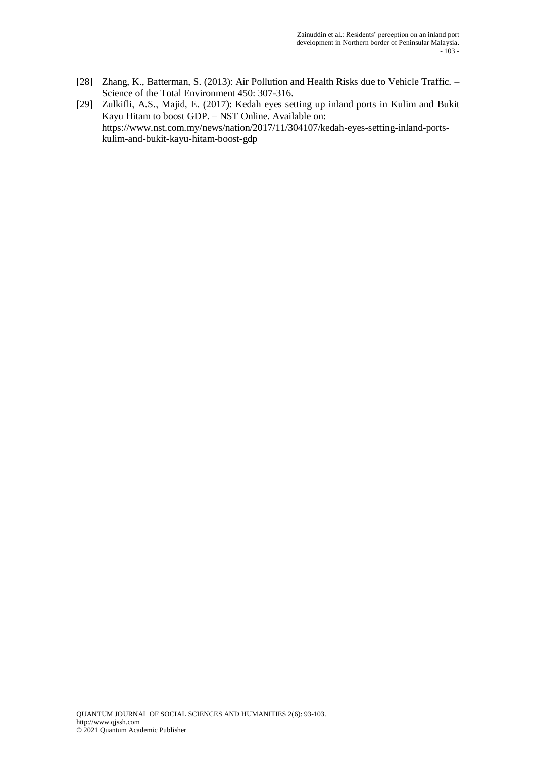[28] Zhang, K., Batterman, S. (2013): Air Pollution and Health Risks due to Vehicle Traffic. – Science of the Total Environment 450: 307-316.

[29] Zulkifli, A.S., Majid, E. (2017): Kedah eyes setting up inland ports in Kulim and Bukit Kayu Hitam to boost GDP. – NST Online. Available on: https://www.nst.com.my/news/nation/2017/11/304107/kedah-eyes-setting-inland-ports-kulim-and-bukit-kayu-hitam-boost-gdp